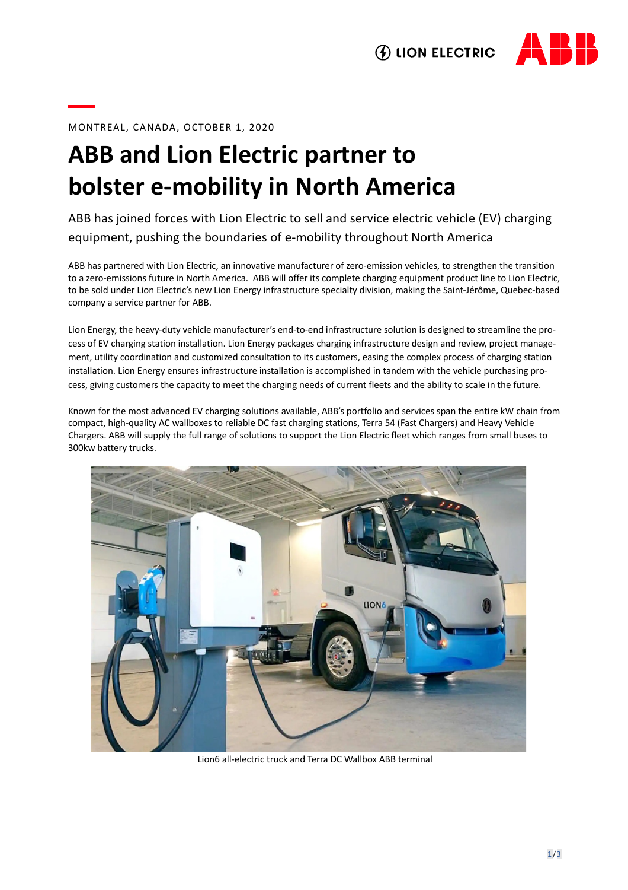MONTREAL, CANADA, OCTOBER 1, 2020

# ABB and Lion Electric partner to bolster e-mobility in North America

## ABB has joined forces with Lion Electric to sell and service electric vehicle (EV) charging equipment, pushing the boundaries of e-mobility throughout North America

ABB has partnered with Lion Electric, an innovative manufacturer of zero-emission vehicles, to strengthen the transition to a zero-emissions future in North America. ABB will offer its complete charging equipment product line to Lion Electric, to be sold under Lion Electric's new Lion Energy infrastructure specialty division, making the Saint-Jérôme, Quebec-based company a service partner for ABB.

Lion Energy, the heavy-duty vehicle manufacturer's end-to-end infrastructure solution is designed to streamline the process of EV charging station installation. Lion Energy packages charging infrastructure design and review, project management, utility coordination and customized consultation to its customers, easing the complex process of charging station installation. Lion Energy ensures infrastructure installation is accomplished in tandem with the vehicle purchasing process, giving customers the capacity to meet the charging needs of current fleets and the ability to scale in the future.

Known for the most advanced EV charging solutions available, ABB's portfolio and services span the entire kW chain from compact, high-quality AC wallboxes to reliable DC fast charging stations, Terra 54 (Fast Chargers) and Heavy Vehicle Chargers. ABB will supply the full range of solutions to support the Lion Electric fleet which ranges from small buses to 300kw battery trucks.

Lion6 all-electric truck and Terra DC Wallbox ABB terminal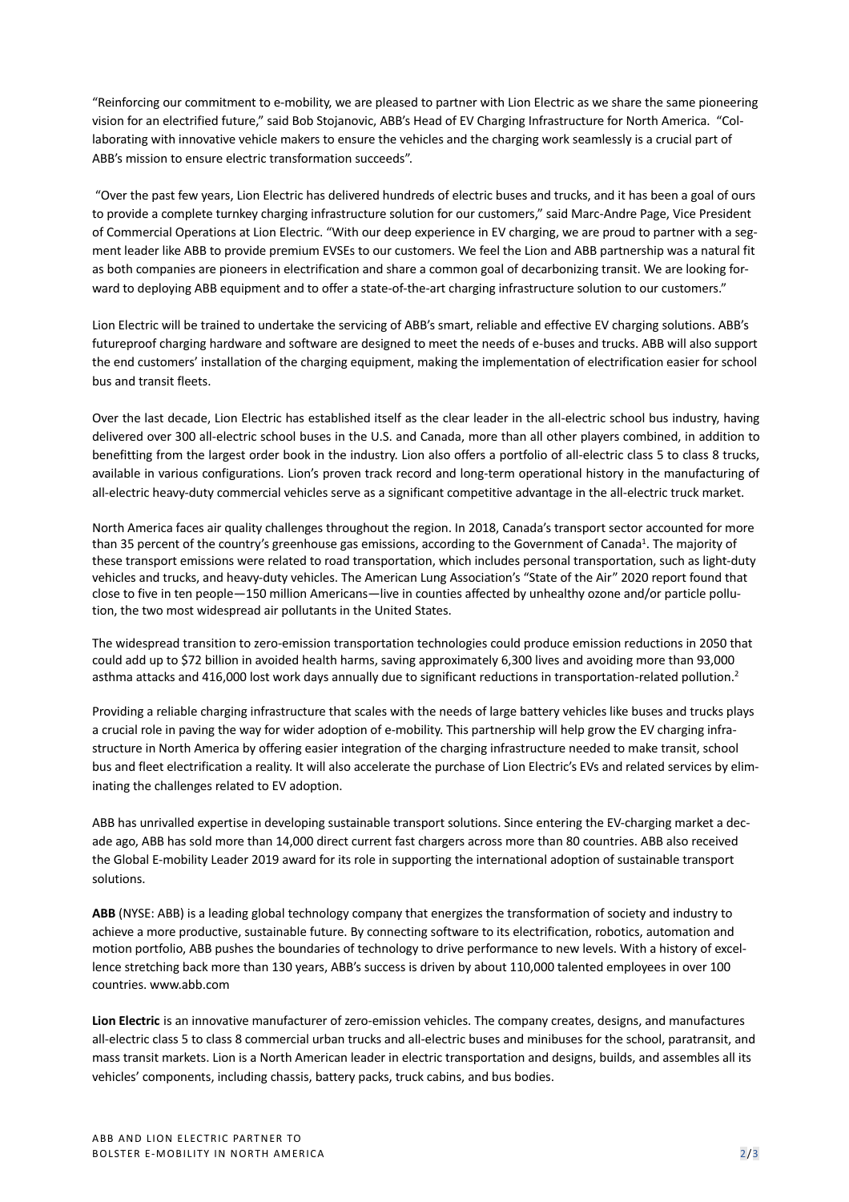"Reinforcing our commitment to e-mobility, we are pleased to partner with Lion Electric as we share the same pioneering vision for an electrified future," said Bob Stojanovic, ABB's Head of EV Charging Infrastructure for North America. "Collaborating with innovative vehicle makers to ensure the vehicles and the charging work seamlessly is a crucial part of ABB's mission to ensure electric transformation succeeds".

"Over the past few years, Lion Electric has delivered hundreds of electric buses and trucks, and it has been a goal of ours to provide a complete turnkey charging infrastructure solution for our customers," said Marc-Andre Page, Vice President of Commercial Operations at Lion Electric. "With our deep experience in EV charging, we are proud to partner with a segment leader like ABB to provide premium EVSEs to our customers. We feel the Lion and ABB partnership was a natural fit as both companies are pioneers in electrification and share a common goal of decarbonizing transit. We are looking forward to deploying ABB equipment and to offer a state-of-the-art charging infrastructure solution to our customers."

Lion Electric will be trained to undertake the servicing of ABB's smart, reliable and effective EV charging solutions. ABB's futureproof charging hardware and software are designed to meet the needs of e-buses and trucks. ABB will also support the end customers' installation of the charging equipment, making the implementation of electrification easier for school bus and transit fleets.

Over the last decade, Lion Electric has established itself as the clear leader in the all-electric school bus industry, having delivered over 300 all-electric school buses in the U.S. and Canada, more than all other players combined, in addition to benefitting from the largest order book in the industry. Lion also offers a portfolio of all-electric class 5 to class 8 trucks, available in various configurations. Lion's proven track record and long-term operational history in the manufacturing of all-electric heavy-duty commercial vehicles serve as a significant competitive advantage in the all-electric truck market.

North America faces air quality challenges throughout the region. In 2018, Canada's transport sector accounted for more than 35 percent of the country's greenhouse gas emissions, according to the Government of Canada[1]. The majority of these transport emissions were related to road transportation, which includes personal transportation, such as light-duty vehicles and trucks, and heavy-duty vehicles. The American Lung Association's "State of the Air" 2020 report found that close to five in ten people—150 million Americans—live in counties affected by unhealthy ozone and/or particle pollution, the two most widespread air pollutants in the United States.

The widespread transition to zero-emission transportation technologies could produce emission reductions in 2050 that could add up to $72 billion in avoided health harms, saving approximately 6,300 lives and avoiding more than 93,000 asthma attacks and 416,000 lost work days annually due to significant reductions in transportation-related pollution.[2]

Providing a reliable charging infrastructure that scales with the needs of large battery vehicles like buses and trucks plays a crucial role in paving the way for wider adoption of e-mobility. This partnership will help grow the EV charging infrastructure in North America by offering easier integration of the charging infrastructure needed to make transit, school bus and fleet electrification a reality. It will also accelerate the purchase of Lion Electric's EVs and related services by eliminating the challenges related to EV adoption.

ABB has unrivalled expertise in developing sustainable transport solutions. Since entering the EV-charging market a decade ago, ABB has sold more than 14,000 direct current fast chargers across more than 80 countries. ABB also received the Global E-mobility Leader 2019 award for its role in supporting the international adoption of sustainable transport solutions.

**ABB** (NYSE: ABB) is a leading global technology company that energizes the transformation of society and industry to achieve a more productive, sustainable future. By connecting software to its electrification, robotics, automation and motion portfolio, ABB pushes the boundaries of technology to drive performance to new levels. With a history of excellence stretching back more than 130 years, ABB's success is driven by about 110,000 talented employees in over 100 countries. www.abb.com

**Lion Electric** is an innovative manufacturer of zero-emission vehicles. The company creates, designs, and manufactures all-electric class 5 to class 8 commercial urban trucks and all-electric buses and minibuses for the school, paratransit, and mass transit markets. Lion is a North American leader in electric transportation and designs, builds, and assembles all its vehicles' components, including chassis, battery packs, truck cabins, and bus bodies.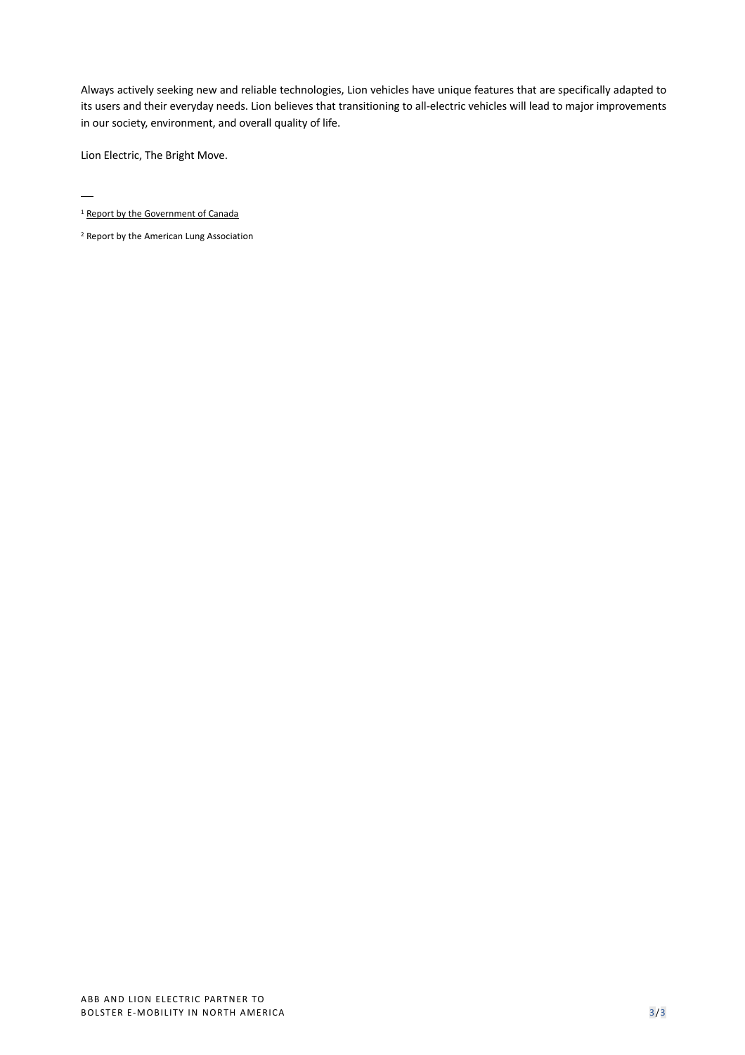Always actively seeking new and reliable technologies, Lion vehicles have unique features that are specifically adapted to its users and their everyday needs. Lion believes that transitioning to all-electric vehicles will lead to major improvements in our society, environment, and overall quality of life.

Lion Electric, The Bright Move.

---

[1] Report by the Government of Canada

[2] Report by the American Lung Association